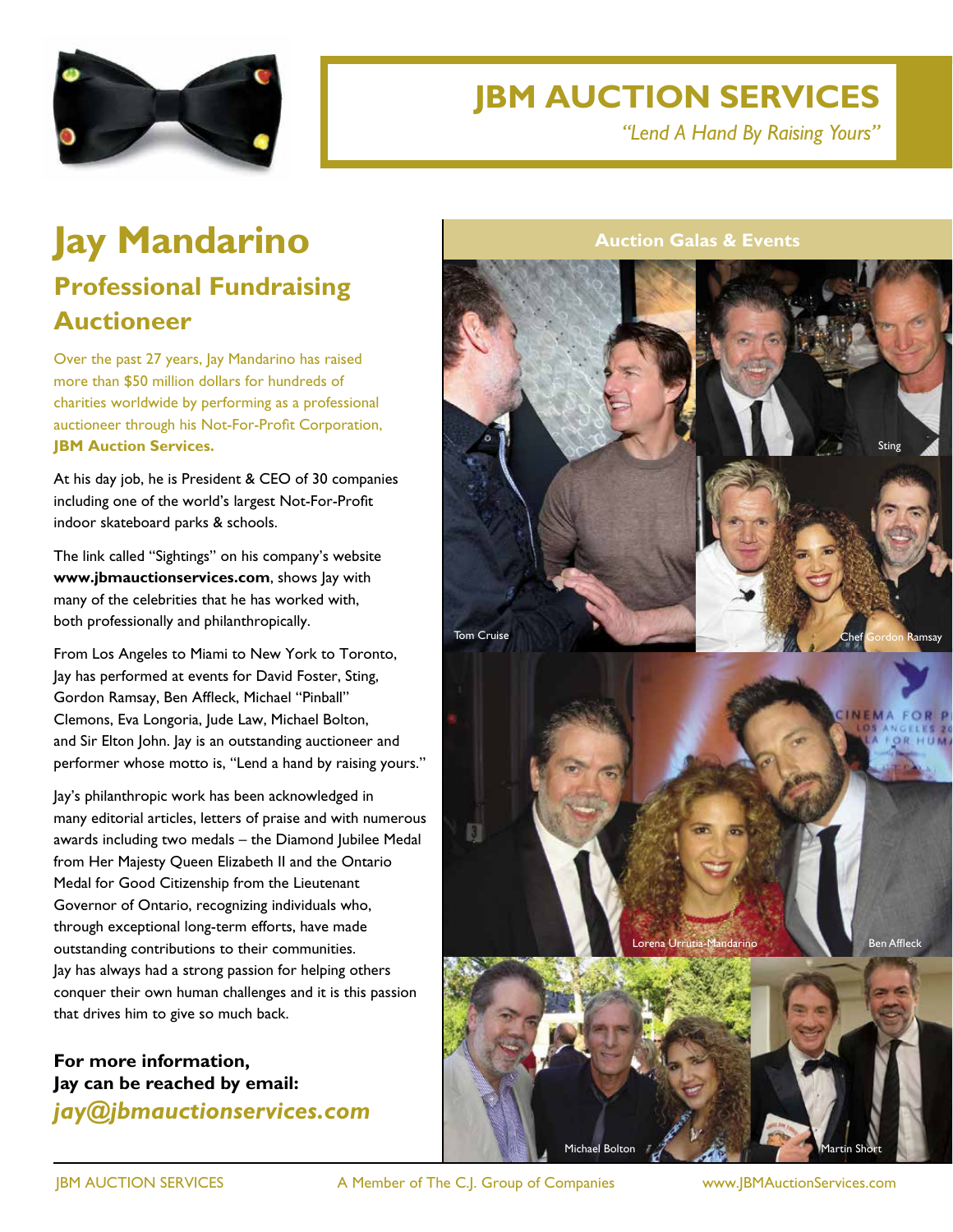# JBM AUCTION SERVICES

*"Lend A Hand By Raising Yours"*

# Jay Mandarino

## Professional Fundraising Auctioneer

Over the past 27 years, Jay Mandarino has raised more than $50 million dollars for hundreds of charities worldwide by performing as a professional auctioneer through his Not-For-Profit Corporation, **JBM Auction Services.**

At his day job, he is President & CEO of 30 companies including one of the world's largest Not-For-Profit indoor skateboard parks & schools.

The link called "Sightings" on his company's website **www.jbmauctionservices.com**, shows Jay with many of the celebrities that he has worked with, both professionally and philanthropically.

From Los Angeles to Miami to New York to Toronto, Jay has performed at events for David Foster, Sting, Gordon Ramsay, Ben Affleck, Michael "Pinball" Clemons, Eva Longoria, Jude Law, Michael Bolton, and Sir Elton John. Jay is an outstanding auctioneer and performer whose motto is, "Lend a hand by raising yours."

Jay's philanthropic work has been acknowledged in many editorial articles, letters of praise and with numerous awards including two medals – the Diamond Jubilee Medal from Her Majesty Queen Elizabeth II and the Ontario Medal for Good Citizenship from the Lieutenant Governor of Ontario, recognizing individuals who, through exceptional long-term efforts, have made outstanding contributions to their communities. Jay has always had a strong passion for helping others conquer their own human challenges and it is this passion that drives him to give so much back.

**For more information, Jay can be reached by email:**
***jay@jbmauctionservices.com***

### Auction Galas & Events

Tom Cruise

Sting

Chef Gordon Ramsay

Lorena Urrutia-Mandarino

Ben Affleck

Michael Bolton

Martin Short

JBM AUCTION SERVICES — A Member of The C.J. Group of Companies — www.JBMAuctionServices.com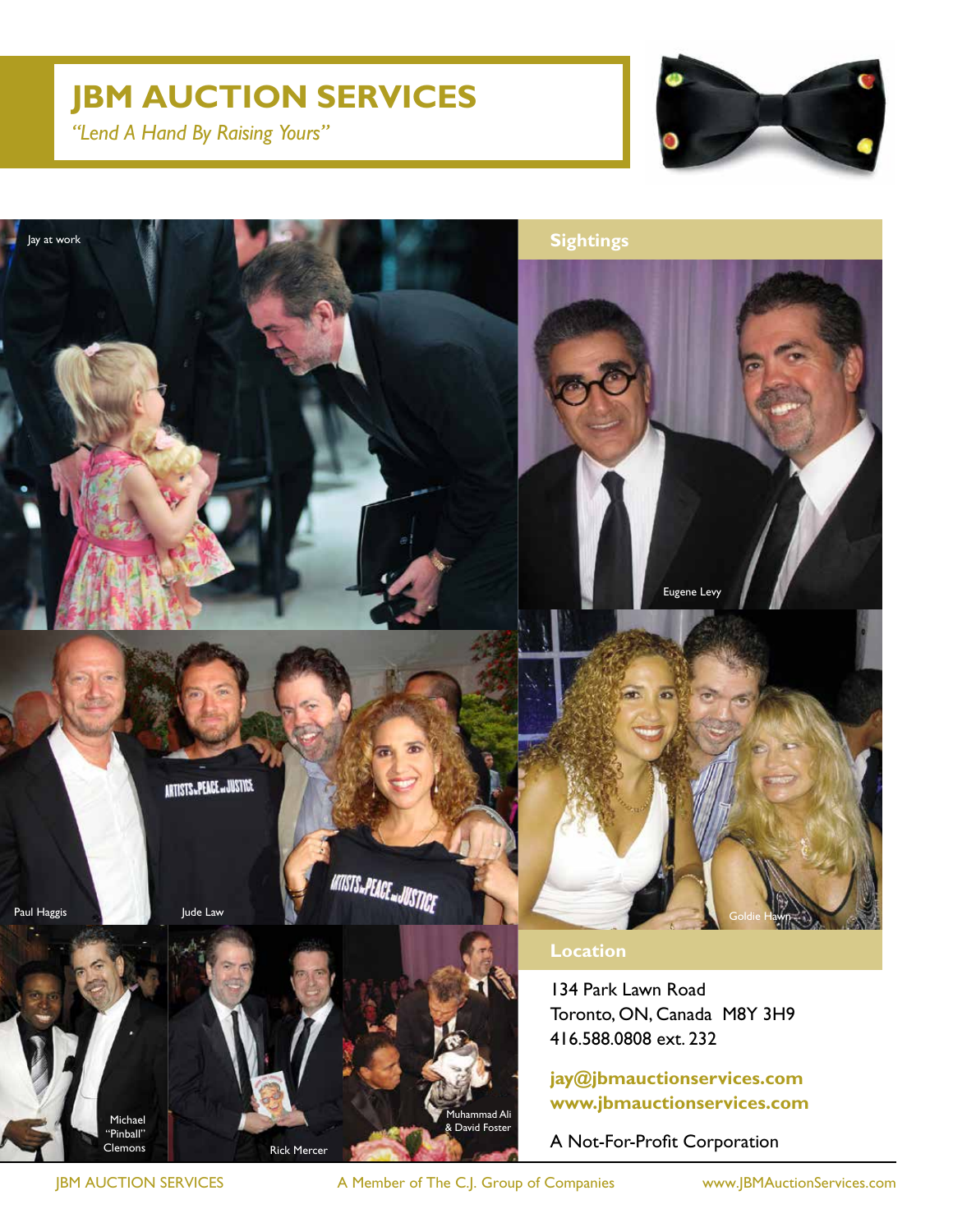# JBM AUCTION SERVICES

*"Lend A Hand By Raising Yours"*

Jay at work

## Sightings

Eugene Levy

Paul Haggis

Jude Law

Goldie Hawn

Michael "Pinball" Clemons

Rick Mercer

Muhammad Ali & David Foster

## Location

134 Park Lawn Road
Toronto, ON, Canada M8Y 3H9
416.588.0808 ext. 232

**jay@jbmauctionservices.com**
**www.jbmauctionservices.com**

A Not-For-Profit Corporation

JBM AUCTION SERVICES A Member of The C.J. Group of Companies www.JBMAuctionServices.com